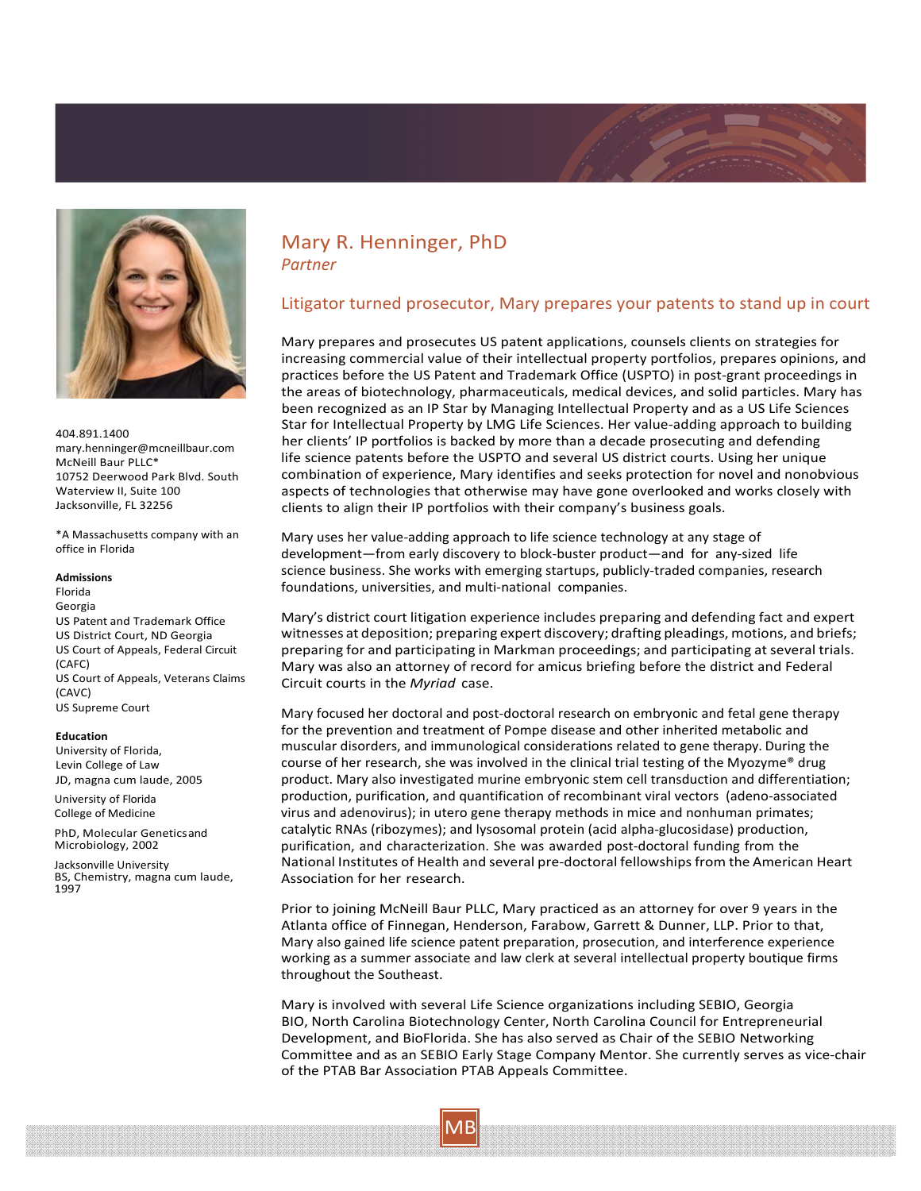# Mary R. Henninger, PhD

*Partner*

## Litigator turned prosecutor, Mary prepares your patents to stand up in court

404.891.1400
mary.henninger@mcneillbaur.com
McNeill Baur PLLC*
10752 Deerwood Park Blvd. South
Waterview II, Suite 100
Jacksonville, FL 32256

*A Massachusetts company with an office in Florida

**Admissions**

Florida
Georgia
US Patent and Trademark Office
US District Court, ND Georgia
US Court of Appeals, Federal Circuit (CAFC)
US Court of Appeals, Veterans Claims (CAVC)
US Supreme Court

**Education**

University of Florida, Levin College of Law
JD, magna cum laude, 2005

University of Florida College of Medicine

PhD, Molecular Genetics and Microbiology, 2002

Jacksonville University
BS, Chemistry, magna cum laude, 1997

Mary prepares and prosecutes US patent applications, counsels clients on strategies for increasing commercial value of their intellectual property portfolios, prepares opinions, and practices before the US Patent and Trademark Office (USPTO) in post-grant proceedings in the areas of biotechnology, pharmaceuticals, medical devices, and solid particles. Mary has been recognized as an IP Star by Managing Intellectual Property and as a US Life Sciences Star for Intellectual Property by LMG Life Sciences. Her value-adding approach to building her clients' IP portfolios is backed by more than a decade prosecuting and defending life science patents before the USPTO and several US district courts. Using her unique combination of experience, Mary identifies and seeks protection for novel and nonobvious aspects of technologies that otherwise may have gone overlooked and works closely with clients to align their IP portfolios with their company's business goals.

Mary uses her value-adding approach to life science technology at any stage of development—from early discovery to block-buster product—and for any-sized life science business. She works with emerging startups, publicly-traded companies, research foundations, universities, and multi-national companies.

Mary's district court litigation experience includes preparing and defending fact and expert witnesses at deposition; preparing expert discovery; drafting pleadings, motions, and briefs; preparing for and participating in Markman proceedings; and participating at several trials. Mary was also an attorney of record for amicus briefing before the district and Federal Circuit courts in the *Myriad* case.

Mary focused her doctoral and post-doctoral research on embryonic and fetal gene therapy for the prevention and treatment of Pompe disease and other inherited metabolic and muscular disorders, and immunological considerations related to gene therapy. During the course of her research, she was involved in the clinical trial testing of the Myozyme® drug product. Mary also investigated murine embryonic stem cell transduction and differentiation; production, purification, and quantification of recombinant viral vectors (adeno-associated virus and adenovirus); in utero gene therapy methods in mice and nonhuman primates; catalytic RNAs (ribozymes); and lysosomal protein (acid alpha-glucosidase) production, purification, and characterization. She was awarded post-doctoral funding from the National Institutes of Health and several pre-doctoral fellowships from the American Heart Association for her research.

Prior to joining McNeill Baur PLLC, Mary practiced as an attorney for over 9 years in the Atlanta office of Finnegan, Henderson, Farabow, Garrett & Dunner, LLP. Prior to that, Mary also gained life science patent preparation, prosecution, and interference experience working as a summer associate and law clerk at several intellectual property boutique firms throughout the Southeast.

Mary is involved with several Life Science organizations including SEBIO, Georgia BIO, North Carolina Biotechnology Center, North Carolina Council for Entrepreneurial Development, and BioFlorida. She has also served as Chair of the SEBIO Networking Committee and as an SEBIO Early Stage Company Mentor. She currently serves as vice-chair of the PTAB Bar Association PTAB Appeals Committee.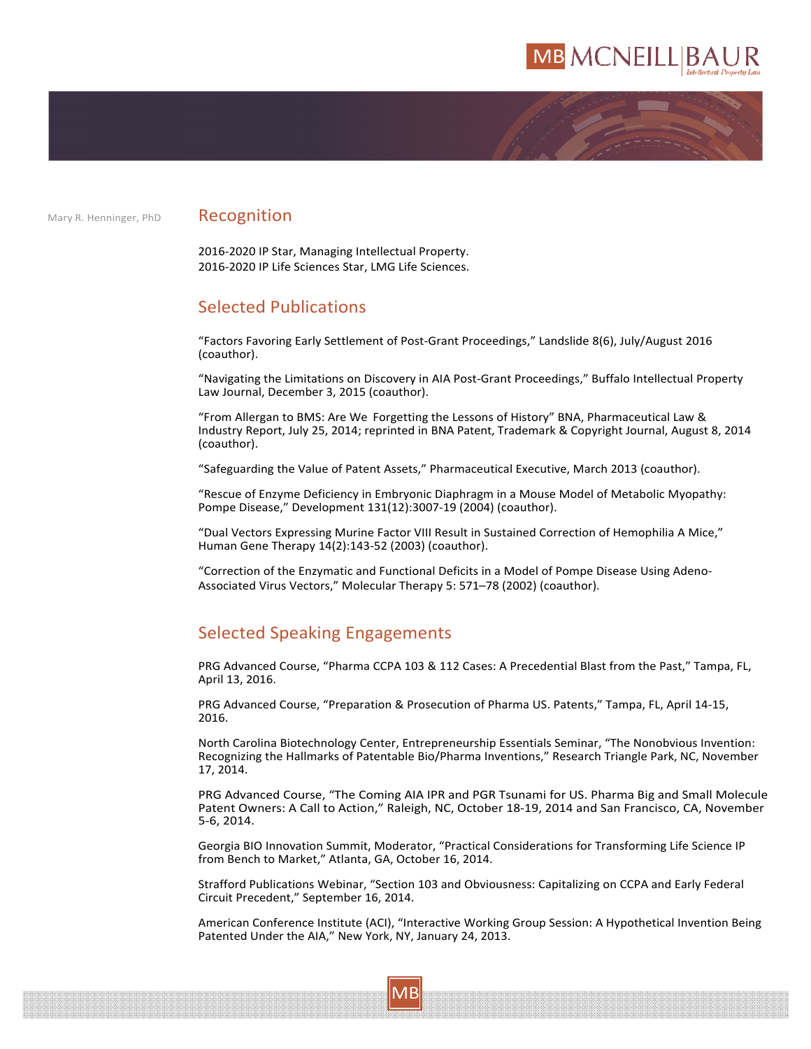Mary R. Henninger, PhD

## Recognition

2016-2020 IP Star, Managing Intellectual Property.
2016-2020 IP Life Sciences Star, LMG Life Sciences.

## Selected Publications

"Factors Favoring Early Settlement of Post-Grant Proceedings," Landslide 8(6), July/August 2016 (coauthor).

"Navigating the Limitations on Discovery in AIA Post-Grant Proceedings," Buffalo Intellectual Property Law Journal, December 3, 2015 (coauthor).

"From Allergan to BMS: Are We Forgetting the Lessons of History" BNA, Pharmaceutical Law & Industry Report, July 25, 2014; reprinted in BNA Patent, Trademark & Copyright Journal, August 8, 2014 (coauthor).

"Safeguarding the Value of Patent Assets," Pharmaceutical Executive, March 2013 (coauthor).

"Rescue of Enzyme Deficiency in Embryonic Diaphragm in a Mouse Model of Metabolic Myopathy: Pompe Disease," Development 131(12):3007-19 (2004) (coauthor).

"Dual Vectors Expressing Murine Factor VIII Result in Sustained Correction of Hemophilia A Mice," Human Gene Therapy 14(2):143-52 (2003) (coauthor).

"Correction of the Enzymatic and Functional Deficits in a Model of Pompe Disease Using Adeno-Associated Virus Vectors," Molecular Therapy 5: 571–78 (2002) (coauthor).

## Selected Speaking Engagements

PRG Advanced Course, "Pharma CCPA 103 & 112 Cases: A Precedential Blast from the Past," Tampa, FL, April 13, 2016.

PRG Advanced Course, "Preparation & Prosecution of Pharma US. Patents," Tampa, FL, April 14-15, 2016.

North Carolina Biotechnology Center, Entrepreneurship Essentials Seminar, "The Nonobvious Invention: Recognizing the Hallmarks of Patentable Bio/Pharma Inventions," Research Triangle Park, NC, November 17, 2014.

PRG Advanced Course, "The Coming AIA IPR and PGR Tsunami for US. Pharma Big and Small Molecule Patent Owners: A Call to Action," Raleigh, NC, October 18-19, 2014 and San Francisco, CA, November 5-6, 2014.

Georgia BIO Innovation Summit, Moderator, "Practical Considerations for Transforming Life Science IP from Bench to Market," Atlanta, GA, October 16, 2014.

Strafford Publications Webinar, "Section 103 and Obviousness: Capitalizing on CCPA and Early Federal Circuit Precedent," September 16, 2014.

American Conference Institute (ACI), "Interactive Working Group Session: A Hypothetical Invention Being Patented Under the AIA," New York, NY, January 24, 2013.